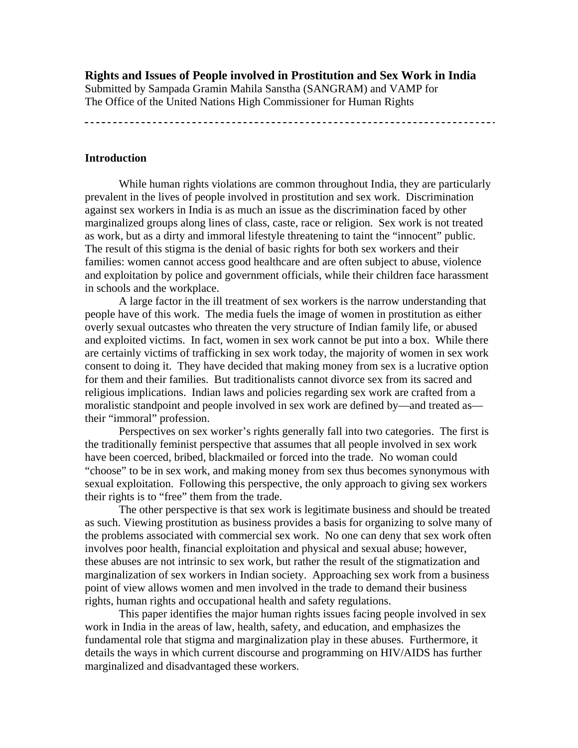# Rights and Issues of People involved in Prostitution and Sex Work in India

Submitted by Sampada Gramin Mahila Sanstha (SANGRAM) and VAMP for
The Office of the United Nations High Commissioner for Human Rights

---

## Introduction

While human rights violations are common throughout India, they are particularly prevalent in the lives of people involved in prostitution and sex work. Discrimination against sex workers in India is as much an issue as the discrimination faced by other marginalized groups along lines of class, caste, race or religion. Sex work is not treated as work, but as a dirty and immoral lifestyle threatening to taint the "innocent" public. The result of this stigma is the denial of basic rights for both sex workers and their families: women cannot access good healthcare and are often subject to abuse, violence and exploitation by police and government officials, while their children face harassment in schools and the workplace.

A large factor in the ill treatment of sex workers is the narrow understanding that people have of this work. The media fuels the image of women in prostitution as either overly sexual outcastes who threaten the very structure of Indian family life, or abused and exploited victims. In fact, women in sex work cannot be put into a box. While there are certainly victims of trafficking in sex work today, the majority of women in sex work consent to doing it. They have decided that making money from sex is a lucrative option for them and their families. But traditionalists cannot divorce sex from its sacred and religious implications. Indian laws and policies regarding sex work are crafted from a moralistic standpoint and people involved in sex work are defined by—and treated as—their "immoral" profession.

Perspectives on sex worker's rights generally fall into two categories. The first is the traditionally feminist perspective that assumes that all people involved in sex work have been coerced, bribed, blackmailed or forced into the trade. No woman could "choose" to be in sex work, and making money from sex thus becomes synonymous with sexual exploitation. Following this perspective, the only approach to giving sex workers their rights is to "free" them from the trade.

The other perspective is that sex work is legitimate business and should be treated as such. Viewing prostitution as business provides a basis for organizing to solve many of the problems associated with commercial sex work. No one can deny that sex work often involves poor health, financial exploitation and physical and sexual abuse; however, these abuses are not intrinsic to sex work, but rather the result of the stigmatization and marginalization of sex workers in Indian society. Approaching sex work from a business point of view allows women and men involved in the trade to demand their business rights, human rights and occupational health and safety regulations.

This paper identifies the major human rights issues facing people involved in sex work in India in the areas of law, health, safety, and education, and emphasizes the fundamental role that stigma and marginalization play in these abuses. Furthermore, it details the ways in which current discourse and programming on HIV/AIDS has further marginalized and disadvantaged these workers.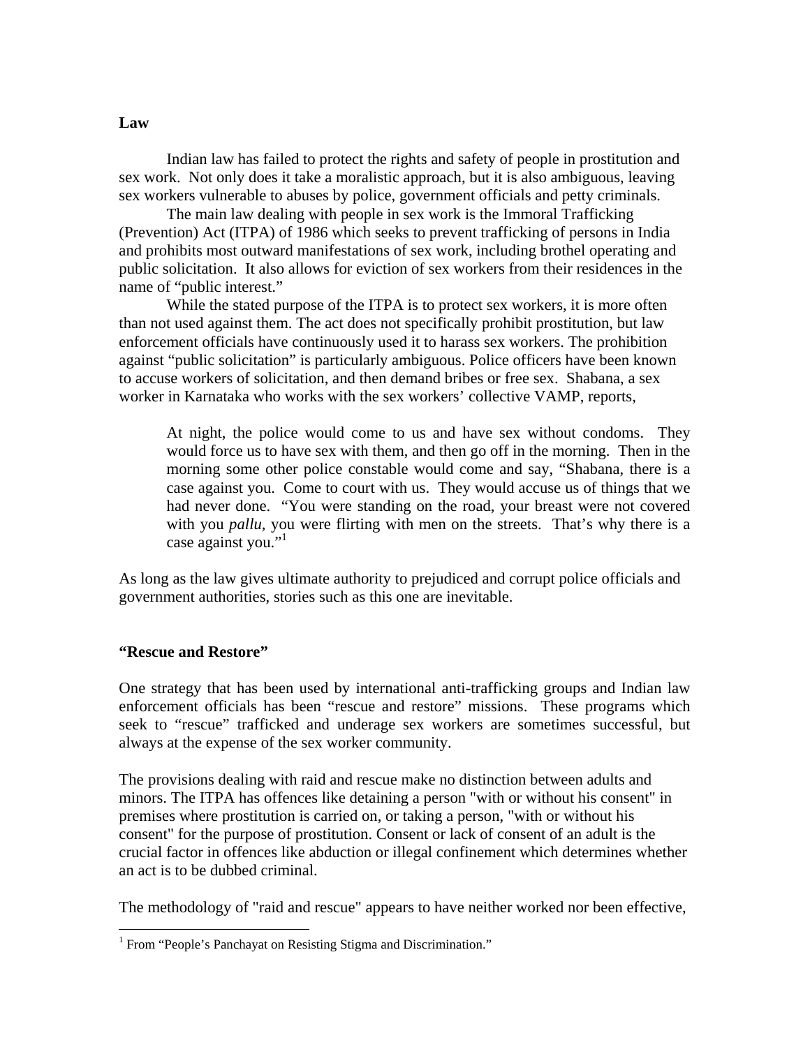**Law**

Indian law has failed to protect the rights and safety of people in prostitution and sex work. Not only does it take a moralistic approach, but it is also ambiguous, leaving sex workers vulnerable to abuses by police, government officials and petty criminals.

The main law dealing with people in sex work is the Immoral Trafficking (Prevention) Act (ITPA) of 1986 which seeks to prevent trafficking of persons in India and prohibits most outward manifestations of sex work, including brothel operating and public solicitation. It also allows for eviction of sex workers from their residences in the name of "public interest."

While the stated purpose of the ITPA is to protect sex workers, it is more often than not used against them. The act does not specifically prohibit prostitution, but law enforcement officials have continuously used it to harass sex workers. The prohibition against "public solicitation" is particularly ambiguous. Police officers have been known to accuse workers of solicitation, and then demand bribes or free sex. Shabana, a sex worker in Karnataka who works with the sex workers' collective VAMP, reports,

> At night, the police would come to us and have sex without condoms. They would force us to have sex with them, and then go off in the morning. Then in the morning some other police constable would come and say, "Shabana, there is a case against you. Come to court with us. They would accuse us of things that we had never done. "You were standing on the road, your breast were not covered with you *pallu*, you were flirting with men on the streets. That's why there is a case against you."[1]

As long as the law gives ultimate authority to prejudiced and corrupt police officials and government authorities, stories such as this one are inevitable.

**"Rescue and Restore"**

One strategy that has been used by international anti-trafficking groups and Indian law enforcement officials has been "rescue and restore" missions. These programs which seek to "rescue" trafficked and underage sex workers are sometimes successful, but always at the expense of the sex worker community.

The provisions dealing with raid and rescue make no distinction between adults and minors. The ITPA has offences like detaining a person "with or without his consent" in premises where prostitution is carried on, or taking a person, "with or without his consent" for the purpose of prostitution. Consent or lack of consent of an adult is the crucial factor in offences like abduction or illegal confinement which determines whether an act is to be dubbed criminal.

The methodology of "raid and rescue" appears to have neither worked nor been effective,

[1] From "People's Panchayat on Resisting Stigma and Discrimination."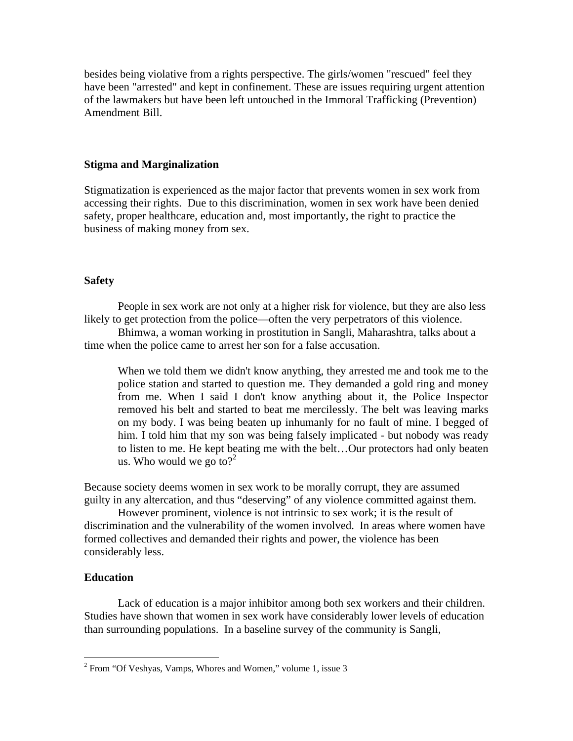besides being violative from a rights perspective. The girls/women "rescued" feel they have been "arrested" and kept in confinement. These are issues requiring urgent attention of the lawmakers but have been left untouched in the Immoral Trafficking (Prevention) Amendment Bill.

### Stigma and Marginalization

Stigmatization is experienced as the major factor that prevents women in sex work from accessing their rights. Due to this discrimination, women in sex work have been denied safety, proper healthcare, education and, most importantly, the right to practice the business of making money from sex.

### Safety

People in sex work are not only at a higher risk for violence, but they are also less likely to get protection from the police—often the very perpetrators of this violence.

Bhimwa, a woman working in prostitution in Sangli, Maharashtra, talks about a time when the police came to arrest her son for a false accusation.

> When we told them we didn't know anything, they arrested me and took me to the police station and started to question me. They demanded a gold ring and money from me. When I said I don't know anything about it, the Police Inspector removed his belt and started to beat me mercilessly. The belt was leaving marks on my body. I was being beaten up inhumanly for no fault of mine. I begged of him. I told him that my son was being falsely implicated - but nobody was ready to listen to me. He kept beating me with the belt…Our protectors had only beaten us. Who would we go to?[2]

Because society deems women in sex work to be morally corrupt, they are assumed guilty in any altercation, and thus "deserving" of any violence committed against them.

However prominent, violence is not intrinsic to sex work; it is the result of discrimination and the vulnerability of the women involved. In areas where women have formed collectives and demanded their rights and power, the violence has been considerably less.

### Education

Lack of education is a major inhibitor among both sex workers and their children. Studies have shown that women in sex work have considerably lower levels of education than surrounding populations. In a baseline survey of the community is Sangli,

---

[2] From "Of Veshyas, Vamps, Whores and Women," volume 1, issue 3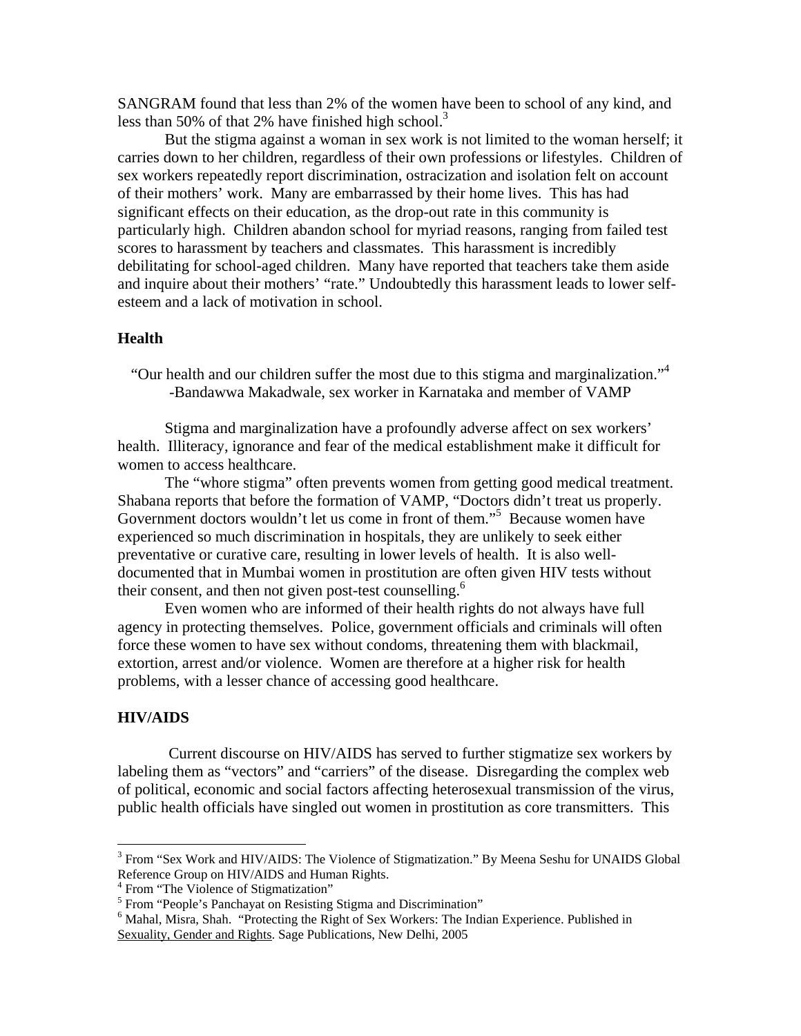SANGRAM found that less than 2% of the women have been to school of any kind, and less than 50% of that 2% have finished high school.[3]

But the stigma against a woman in sex work is not limited to the woman herself; it carries down to her children, regardless of their own professions or lifestyles. Children of sex workers repeatedly report discrimination, ostracization and isolation felt on account of their mothers' work. Many are embarrassed by their home lives. This has had significant effects on their education, as the drop-out rate in this community is particularly high. Children abandon school for myriad reasons, ranging from failed test scores to harassment by teachers and classmates. This harassment is incredibly debilitating for school-aged children. Many have reported that teachers take them aside and inquire about their mothers' "rate." Undoubtedly this harassment leads to lower self-esteem and a lack of motivation in school.

### Health

"Our health and our children suffer the most due to this stigma and marginalization."[4]
-Bandawwa Makadwale, sex worker in Karnataka and member of VAMP

Stigma and marginalization have a profoundly adverse affect on sex workers' health. Illiteracy, ignorance and fear of the medical establishment make it difficult for women to access healthcare.

The "whore stigma" often prevents women from getting good medical treatment. Shabana reports that before the formation of VAMP, "Doctors didn't treat us properly. Government doctors wouldn't let us come in front of them."[5] Because women have experienced so much discrimination in hospitals, they are unlikely to seek either preventative or curative care, resulting in lower levels of health. It is also well-documented that in Mumbai women in prostitution are often given HIV tests without their consent, and then not given post-test counselling.[6]

Even women who are informed of their health rights do not always have full agency in protecting themselves. Police, government officials and criminals will often force these women to have sex without condoms, threatening them with blackmail, extortion, arrest and/or violence. Women are therefore at a higher risk for health problems, with a lesser chance of accessing good healthcare.

### HIV/AIDS

Current discourse on HIV/AIDS has served to further stigmatize sex workers by labeling them as "vectors" and "carriers" of the disease. Disregarding the complex web of political, economic and social factors affecting heterosexual transmission of the virus, public health officials have singled out women in prostitution as core transmitters. This

---

[3] From "Sex Work and HIV/AIDS: The Violence of Stigmatization." By Meena Seshu for UNAIDS Global Reference Group on HIV/AIDS and Human Rights.

[4] From "The Violence of Stigmatization"

[5] From "People's Panchayat on Resisting Stigma and Discrimination"

[6] Mahal, Misra, Shah. "Protecting the Right of Sex Workers: The Indian Experience. Published in Sexuality, Gender and Rights. Sage Publications, New Delhi, 2005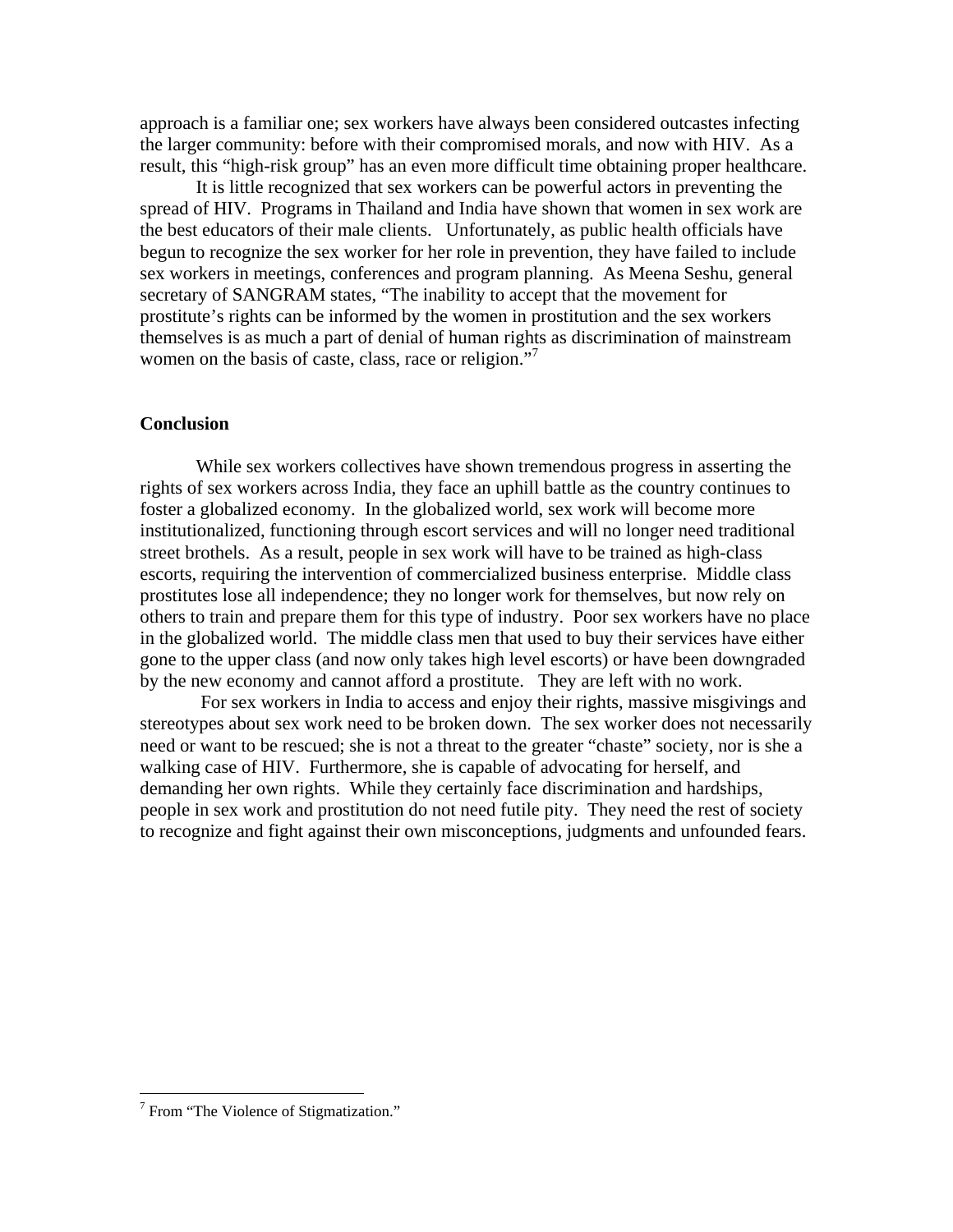approach is a familiar one; sex workers have always been considered outcastes infecting the larger community: before with their compromised morals, and now with HIV. As a result, this "high-risk group" has an even more difficult time obtaining proper healthcare.

It is little recognized that sex workers can be powerful actors in preventing the spread of HIV. Programs in Thailand and India have shown that women in sex work are the best educators of their male clients. Unfortunately, as public health officials have begun to recognize the sex worker for her role in prevention, they have failed to include sex workers in meetings, conferences and program planning. As Meena Seshu, general secretary of SANGRAM states, "The inability to accept that the movement for prostitute's rights can be informed by the women in prostitution and the sex workers themselves is as much a part of denial of human rights as discrimination of mainstream women on the basis of caste, class, race or religion."[7]

**Conclusion**

While sex workers collectives have shown tremendous progress in asserting the rights of sex workers across India, they face an uphill battle as the country continues to foster a globalized economy. In the globalized world, sex work will become more institutionalized, functioning through escort services and will no longer need traditional street brothels. As a result, people in sex work will have to be trained as high-class escorts, requiring the intervention of commercialized business enterprise. Middle class prostitutes lose all independence; they no longer work for themselves, but now rely on others to train and prepare them for this type of industry. Poor sex workers have no place in the globalized world. The middle class men that used to buy their services have either gone to the upper class (and now only takes high level escorts) or have been downgraded by the new economy and cannot afford a prostitute. They are left with no work.

For sex workers in India to access and enjoy their rights, massive misgivings and stereotypes about sex work need to be broken down. The sex worker does not necessarily need or want to be rescued; she is not a threat to the greater "chaste" society, nor is she a walking case of HIV. Furthermore, she is capable of advocating for herself, and demanding her own rights. While they certainly face discrimination and hardships, people in sex work and prostitution do not need futile pity. They need the rest of society to recognize and fight against their own misconceptions, judgments and unfounded fears.

---

[7] From "The Violence of Stigmatization."